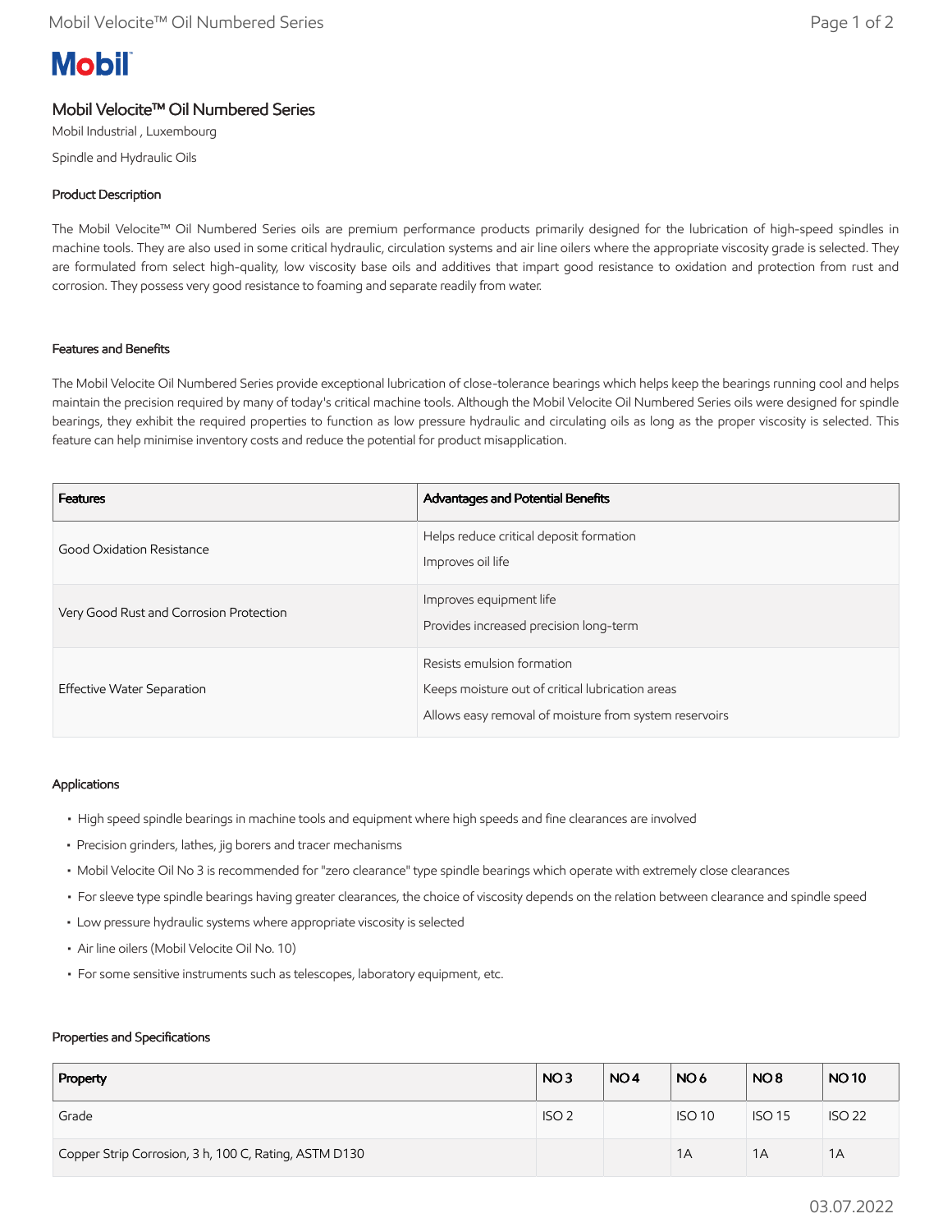# Mobil Velocite™ Oil Numbered Series

Mobil Industrial , Luxembourg

Spindle and Hydraulic Oils

## Product Description

The Mobil Velocite™ Oil Numbered Series oils are premium performance products primarily designed for the lubrication of high-speed spindles in machine tools. They are also used in some critical hydraulic, circulation systems and air line oilers where the appropriate viscosity grade is selected. They are formulated from select high-quality, low viscosity base oils and additives that impart good resistance to oxidation and protection from rust and corrosion. They possess very good resistance to foaming and separate readily from water.

## Features and Benefits

The Mobil Velocite Oil Numbered Series provide exceptional lubrication of close-tolerance bearings which helps keep the bearings running cool and helps maintain the precision required by many of today's critical machine tools. Although the Mobil Velocite Oil Numbered Series oils were designed for spindle bearings, they exhibit the required properties to function as low pressure hydraulic and circulating oils as long as the proper viscosity is selected. This feature can help minimise inventory costs and reduce the potential for product misapplication.

| Features | Advantages and Potential Benefits |
|---|---|
| Good Oxidation Resistance | Helps reduce critical deposit formation<br>Improves oil life |
| Very Good Rust and Corrosion Protection | Improves equipment life<br>Provides increased precision long-term |
| Effective Water Separation | Resists emulsion formation<br>Keeps moisture out of critical lubrication areas<br>Allows easy removal of moisture from system reservoirs |

## Applications

- High speed spindle bearings in machine tools and equipment where high speeds and fine clearances are involved
- Precision grinders, lathes, jig borers and tracer mechanisms
- Mobil Velocite Oil No 3 is recommended for "zero clearance" type spindle bearings which operate with extremely close clearances
- For sleeve type spindle bearings having greater clearances, the choice of viscosity depends on the relation between clearance and spindle speed
- Low pressure hydraulic systems where appropriate viscosity is selected
- Air line oilers (Mobil Velocite Oil No. 10)
- For some sensitive instruments such as telescopes, laboratory equipment, etc.

## Properties and Specifications

| Property | NO 3 | NO 4 | NO 6 | NO 8 | NO 10 |
|---|---|---|---|---|---|
| Grade | ISO 2 | | ISO 10 | ISO 15 | ISO 22 |
| Copper Strip Corrosion, 3 h, 100 C, Rating, ASTM D130 | | | 1A | 1A | 1A |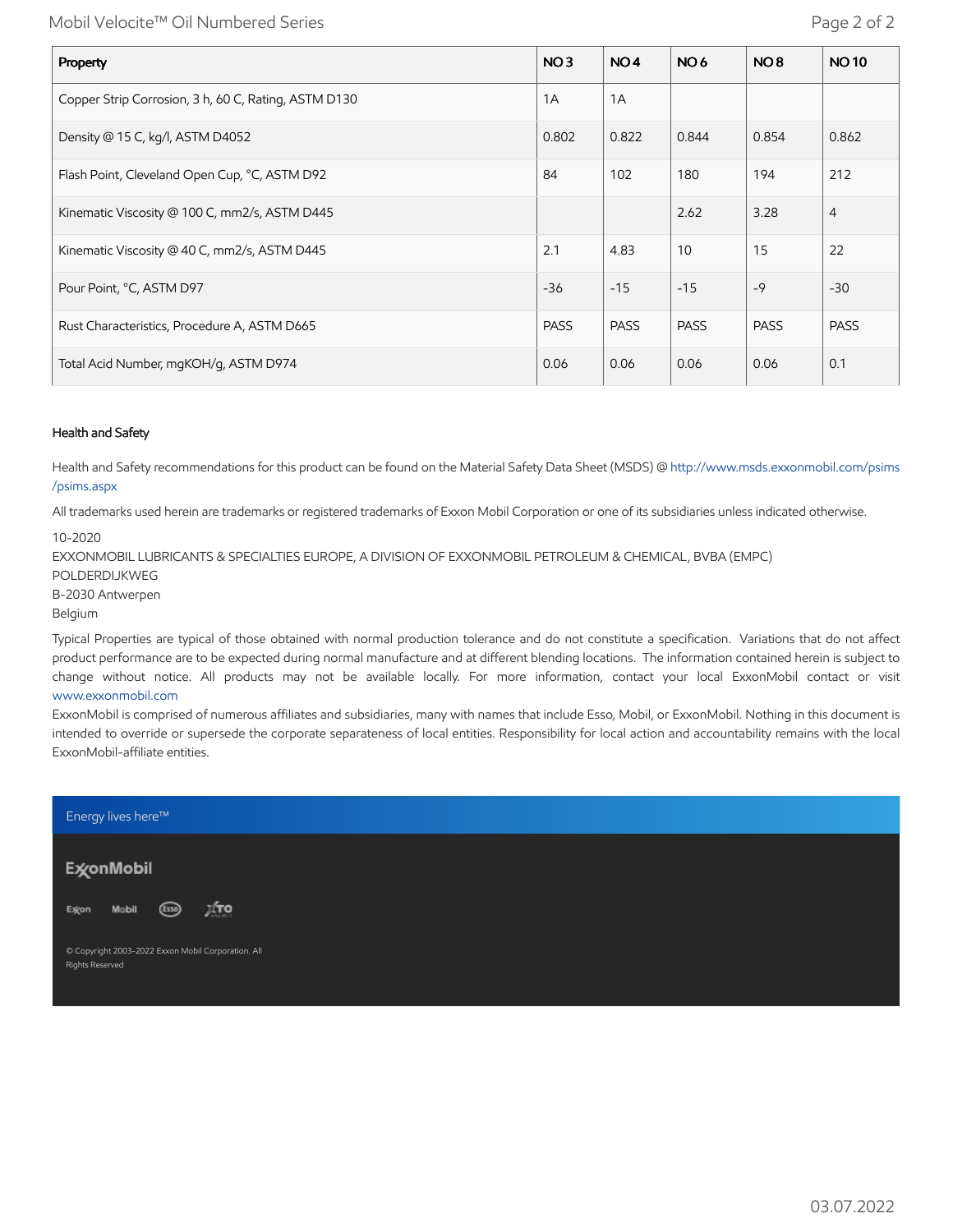| Property | NO 3 | NO 4 | NO 6 | NO 8 | NO 10 |
|---|---|---|---|---|---|
| Copper Strip Corrosion, 3 h, 60 C, Rating, ASTM D130 | 1A | 1A | | | |
| Density @ 15 C, kg/l, ASTM D4052 | 0.802 | 0.822 | 0.844 | 0.854 | 0.862 |
| Flash Point, Cleveland Open Cup, °C, ASTM D92 | 84 | 102 | 180 | 194 | 212 |
| Kinematic Viscosity @ 100 C, mm2/s, ASTM D445 | | | 2.62 | 3.28 | 4 |
| Kinematic Viscosity @ 40 C, mm2/s, ASTM D445 | 2.1 | 4.83 | 10 | 15 | 22 |
| Pour Point, °C, ASTM D97 | -36 | -15 | -15 | -9 | -30 |
| Rust Characteristics, Procedure A, ASTM D665 | PASS | PASS | PASS | PASS | PASS |
| Total Acid Number, mgKOH/g, ASTM D974 | 0.06 | 0.06 | 0.06 | 0.06 | 0.1 |

### Health and Safety

Health and Safety recommendations for this product can be found on the Material Safety Data Sheet (MSDS) @ http://www.msds.exxonmobil.com/psims/psims.aspx

All trademarks used herein are trademarks or registered trademarks of Exxon Mobil Corporation or one of its subsidiaries unless indicated otherwise.

10-2020
EXXONMOBIL LUBRICANTS & SPECIALTIES EUROPE, A DIVISION OF EXXONMOBIL PETROLEUM & CHEMICAL, BVBA (EMPC)
POLDERDIJKWEG
B-2030 Antwerpen
Belgium

Typical Properties are typical of those obtained with normal production tolerance and do not constitute a specification. Variations that do not affect product performance are to be expected during normal manufacture and at different blending locations. The information contained herein is subject to change without notice. All products may not be available locally. For more information, contact your local ExxonMobil contact or visit www.exxonmobil.com

ExxonMobil is comprised of numerous affiliates and subsidiaries, many with names that include Esso, Mobil, or ExxonMobil. Nothing in this document is intended to override or supersede the corporate separateness of local entities. Responsibility for local action and accountability remains with the local ExxonMobil-affiliate entities.

Energy lives here™

ExxonMobil

Exxon Mobil Esso XTO

© Copyright 2003-2022 Exxon Mobil Corporation. All Rights Reserved

03.07.2022